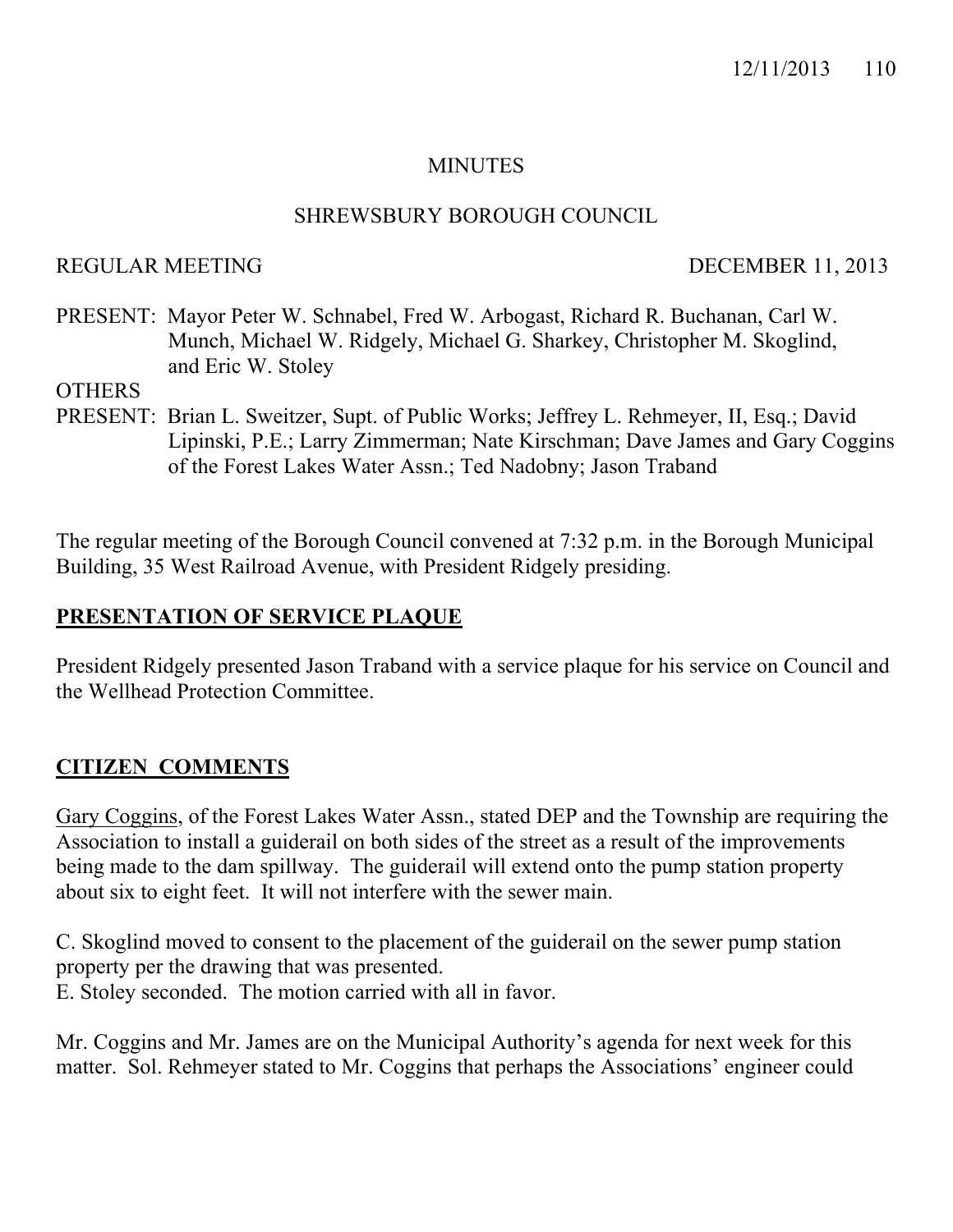# MINUTES

## SHREWSBURY BOROUGH COUNCIL

REGULAR MEETING DECEMBER 11, 2013

PRESENT: Mayor Peter W. Schnabel, Fred W. Arbogast, Richard R. Buchanan, Carl W. Munch, Michael W. Ridgely, Michael G. Sharkey, Christopher M. Skoglind, and Eric W. Stoley

OTHERS PRESENT: Brian L. Sweitzer, Supt. of Public Works; Jeffrey L. Rehmeyer, II, Esq.; David Lipinski, P.E.; Larry Zimmerman; Nate Kirschman; Dave James and Gary Coggins of the Forest Lakes Water Assn.; Ted Nadobny; Jason Traband

The regular meeting of the Borough Council convened at 7:32 p.m. in the Borough Municipal Building, 35 West Railroad Avenue, with President Ridgely presiding.

**PRESENTATION OF SERVICE PLAQUE**

President Ridgely presented Jason Traband with a service plaque for his service on Council and the Wellhead Protection Committee.

**CITIZEN COMMENTS**

Gary Coggins, of the Forest Lakes Water Assn., stated DEP and the Township are requiring the Association to install a guiderail on both sides of the street as a result of the improvements being made to the dam spillway. The guiderail will extend onto the pump station property about six to eight feet. It will not interfere with the sewer main.

C. Skoglind moved to consent to the placement of the guiderail on the sewer pump station property per the drawing that was presented.
E. Stoley seconded. The motion carried with all in favor.

Mr. Coggins and Mr. James are on the Municipal Authority's agenda for next week for this matter. Sol. Rehmeyer stated to Mr. Coggins that perhaps the Associations' engineer could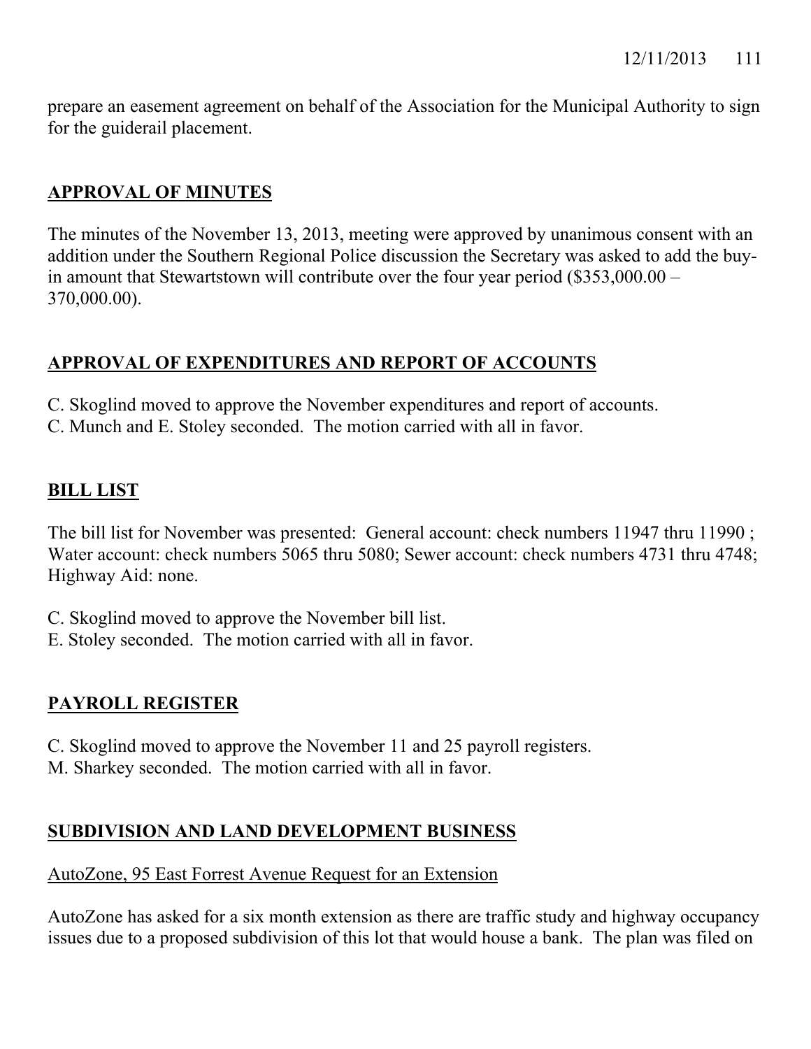prepare an easement agreement on behalf of the Association for the Municipal Authority to sign for the guiderail placement.

## APPROVAL OF MINUTES

The minutes of the November 13, 2013, meeting were approved by unanimous consent with an addition under the Southern Regional Police discussion the Secretary was asked to add the buy-in amount that Stewartstown will contribute over the four year period ($353,000.00 – 370,000.00).

## APPROVAL OF EXPENDITURES AND REPORT OF ACCOUNTS

C. Skoglind moved to approve the November expenditures and report of accounts.
C. Munch and E. Stoley seconded. The motion carried with all in favor.

## BILL LIST

The bill list for November was presented: General account: check numbers 11947 thru 11990 ; Water account: check numbers 5065 thru 5080; Sewer account: check numbers 4731 thru 4748; Highway Aid: none.

C. Skoglind moved to approve the November bill list.
E. Stoley seconded. The motion carried with all in favor.

## PAYROLL REGISTER

C. Skoglind moved to approve the November 11 and 25 payroll registers.
M. Sharkey seconded. The motion carried with all in favor.

## SUBDIVISION AND LAND DEVELOPMENT BUSINESS

### AutoZone, 95 East Forrest Avenue Request for an Extension

AutoZone has asked for a six month extension as there are traffic study and highway occupancy issues due to a proposed subdivision of this lot that would house a bank. The plan was filed on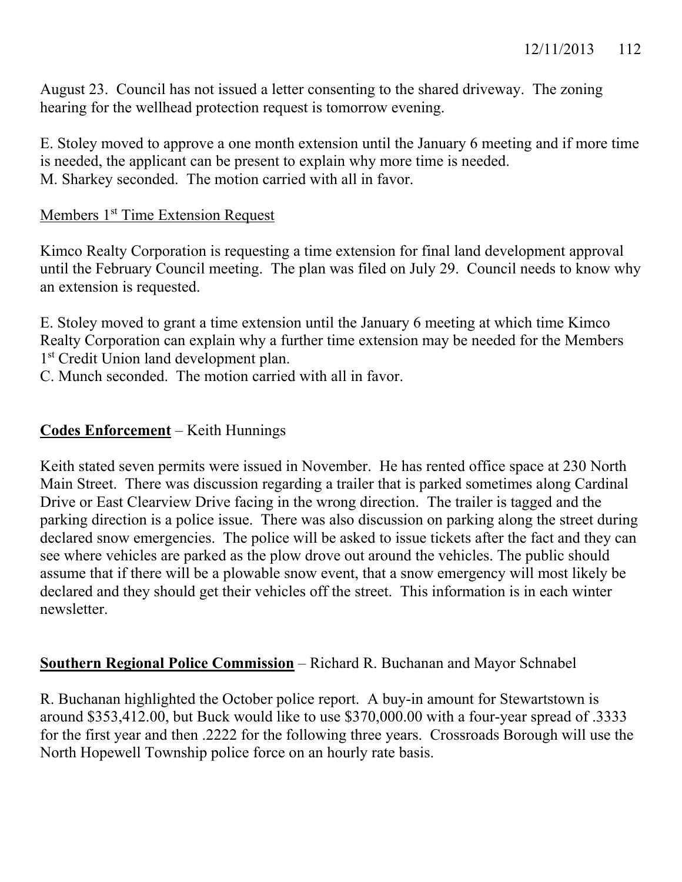August 23. Council has not issued a letter consenting to the shared driveway. The zoning hearing for the wellhead protection request is tomorrow evening.

E. Stoley moved to approve a one month extension until the January 6 meeting and if more time is needed, the applicant can be present to explain why more time is needed.
M. Sharkey seconded. The motion carried with all in favor.

Members 1st Time Extension Request

Kimco Realty Corporation is requesting a time extension for final land development approval until the February Council meeting. The plan was filed on July 29. Council needs to know why an extension is requested.

E. Stoley moved to grant a time extension until the January 6 meeting at which time Kimco Realty Corporation can explain why a further time extension may be needed for the Members 1st Credit Union land development plan.
C. Munch seconded. The motion carried with all in favor.

**Codes Enforcement** – Keith Hunnings

Keith stated seven permits were issued in November. He has rented office space at 230 North Main Street. There was discussion regarding a trailer that is parked sometimes along Cardinal Drive or East Clearview Drive facing in the wrong direction. The trailer is tagged and the parking direction is a police issue. There was also discussion on parking along the street during declared snow emergencies. The police will be asked to issue tickets after the fact and they can see where vehicles are parked as the plow drove out around the vehicles. The public should assume that if there will be a plowable snow event, that a snow emergency will most likely be declared and they should get their vehicles off the street. This information is in each winter newsletter.

**Southern Regional Police Commission** – Richard R. Buchanan and Mayor Schnabel

R. Buchanan highlighted the October police report. A buy-in amount for Stewartstown is around $353,412.00, but Buck would like to use $370,000.00 with a four-year spread of .3333 for the first year and then .2222 for the following three years. Crossroads Borough will use the North Hopewell Township police force on an hourly rate basis.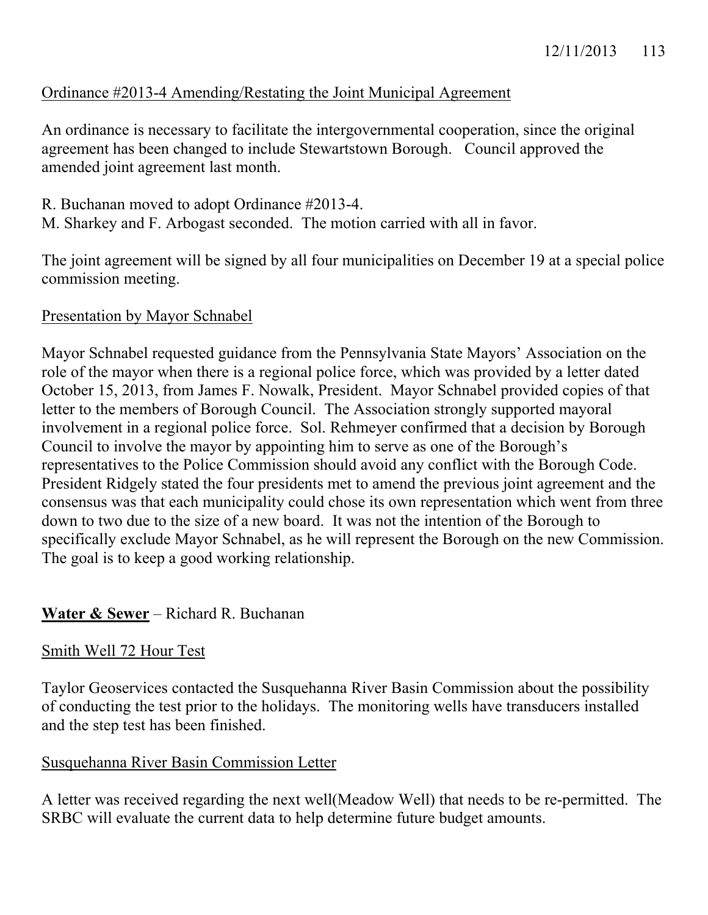Ordinance #2013-4 Amending/Restating the Joint Municipal Agreement

An ordinance is necessary to facilitate the intergovernmental cooperation, since the original agreement has been changed to include Stewartstown Borough. Council approved the amended joint agreement last month.

R. Buchanan moved to adopt Ordinance #2013-4.
M. Sharkey and F. Arbogast seconded. The motion carried with all in favor.

The joint agreement will be signed by all four municipalities on December 19 at a special police commission meeting.

Presentation by Mayor Schnabel

Mayor Schnabel requested guidance from the Pennsylvania State Mayors' Association on the role of the mayor when there is a regional police force, which was provided by a letter dated October 15, 2013, from James F. Nowalk, President. Mayor Schnabel provided copies of that letter to the members of Borough Council. The Association strongly supported mayoral involvement in a regional police force. Sol. Rehmeyer confirmed that a decision by Borough Council to involve the mayor by appointing him to serve as one of the Borough's representatives to the Police Commission should avoid any conflict with the Borough Code. President Ridgely stated the four presidents met to amend the previous joint agreement and the consensus was that each municipality could chose its own representation which went from three down to two due to the size of a new board. It was not the intention of the Borough to specifically exclude Mayor Schnabel, as he will represent the Borough on the new Commission. The goal is to keep a good working relationship.

**Water & Sewer** – Richard R. Buchanan

Smith Well 72 Hour Test

Taylor Geoservices contacted the Susquehanna River Basin Commission about the possibility of conducting the test prior to the holidays. The monitoring wells have transducers installed and the step test has been finished.

Susquehanna River Basin Commission Letter

A letter was received regarding the next well(Meadow Well) that needs to be re-permitted. The SRBC will evaluate the current data to help determine future budget amounts.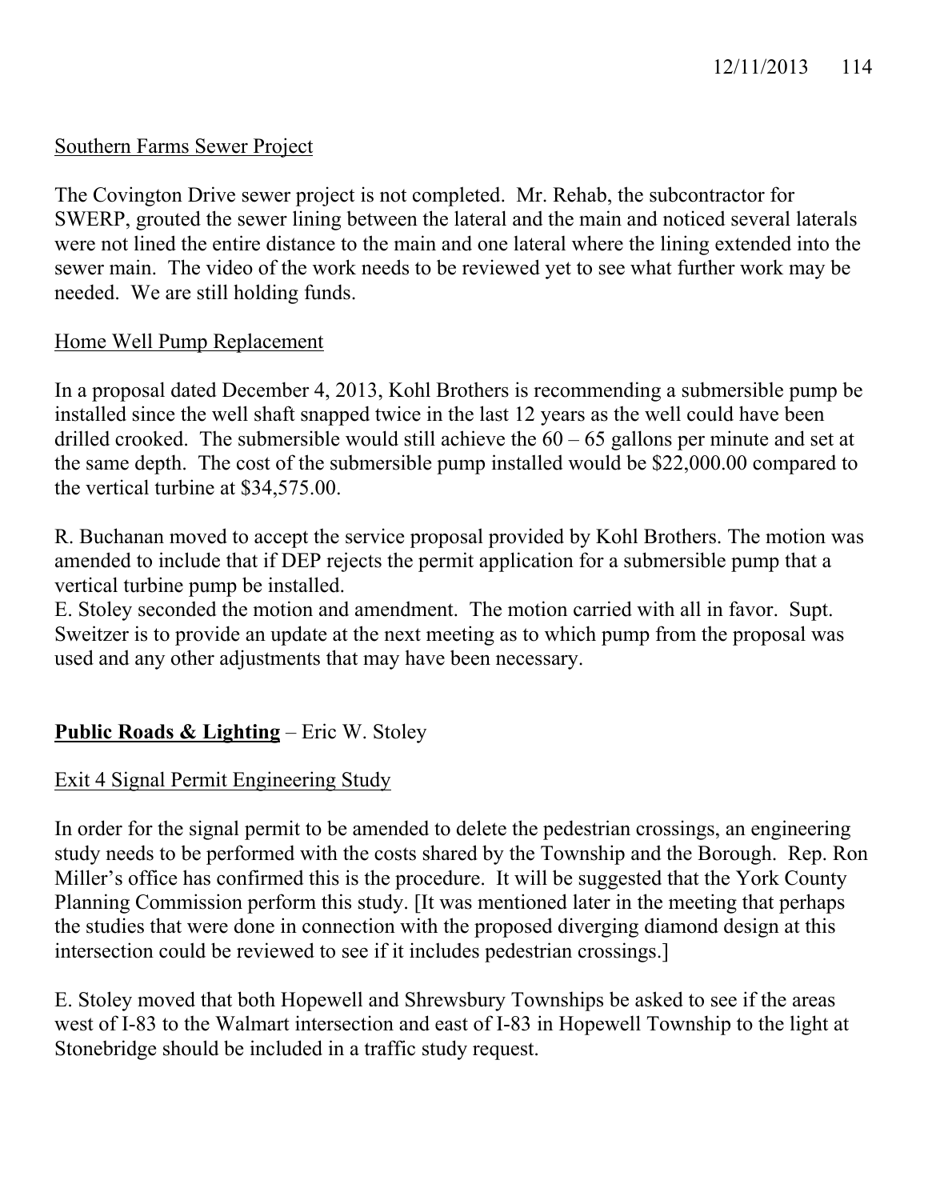Southern Farms Sewer Project

The Covington Drive sewer project is not completed. Mr. Rehab, the subcontractor for SWERP, grouted the sewer lining between the lateral and the main and noticed several laterals were not lined the entire distance to the main and one lateral where the lining extended into the sewer main. The video of the work needs to be reviewed yet to see what further work may be needed. We are still holding funds.

Home Well Pump Replacement

In a proposal dated December 4, 2013, Kohl Brothers is recommending a submersible pump be installed since the well shaft snapped twice in the last 12 years as the well could have been drilled crooked. The submersible would still achieve the 60 – 65 gallons per minute and set at the same depth. The cost of the submersible pump installed would be $22,000.00 compared to the vertical turbine at $34,575.00.

R. Buchanan moved to accept the service proposal provided by Kohl Brothers. The motion was amended to include that if DEP rejects the permit application for a submersible pump that a vertical turbine pump be installed.
E. Stoley seconded the motion and amendment. The motion carried with all in favor. Supt. Sweitzer is to provide an update at the next meeting as to which pump from the proposal was used and any other adjustments that may have been necessary.

**Public Roads & Lighting** – Eric W. Stoley

Exit 4 Signal Permit Engineering Study

In order for the signal permit to be amended to delete the pedestrian crossings, an engineering study needs to be performed with the costs shared by the Township and the Borough. Rep. Ron Miller's office has confirmed this is the procedure. It will be suggested that the York County Planning Commission perform this study. [It was mentioned later in the meeting that perhaps the studies that were done in connection with the proposed diverging diamond design at this intersection could be reviewed to see if it includes pedestrian crossings.]

E. Stoley moved that both Hopewell and Shrewsbury Townships be asked to see if the areas west of I-83 to the Walmart intersection and east of I-83 in Hopewell Township to the light at Stonebridge should be included in a traffic study request.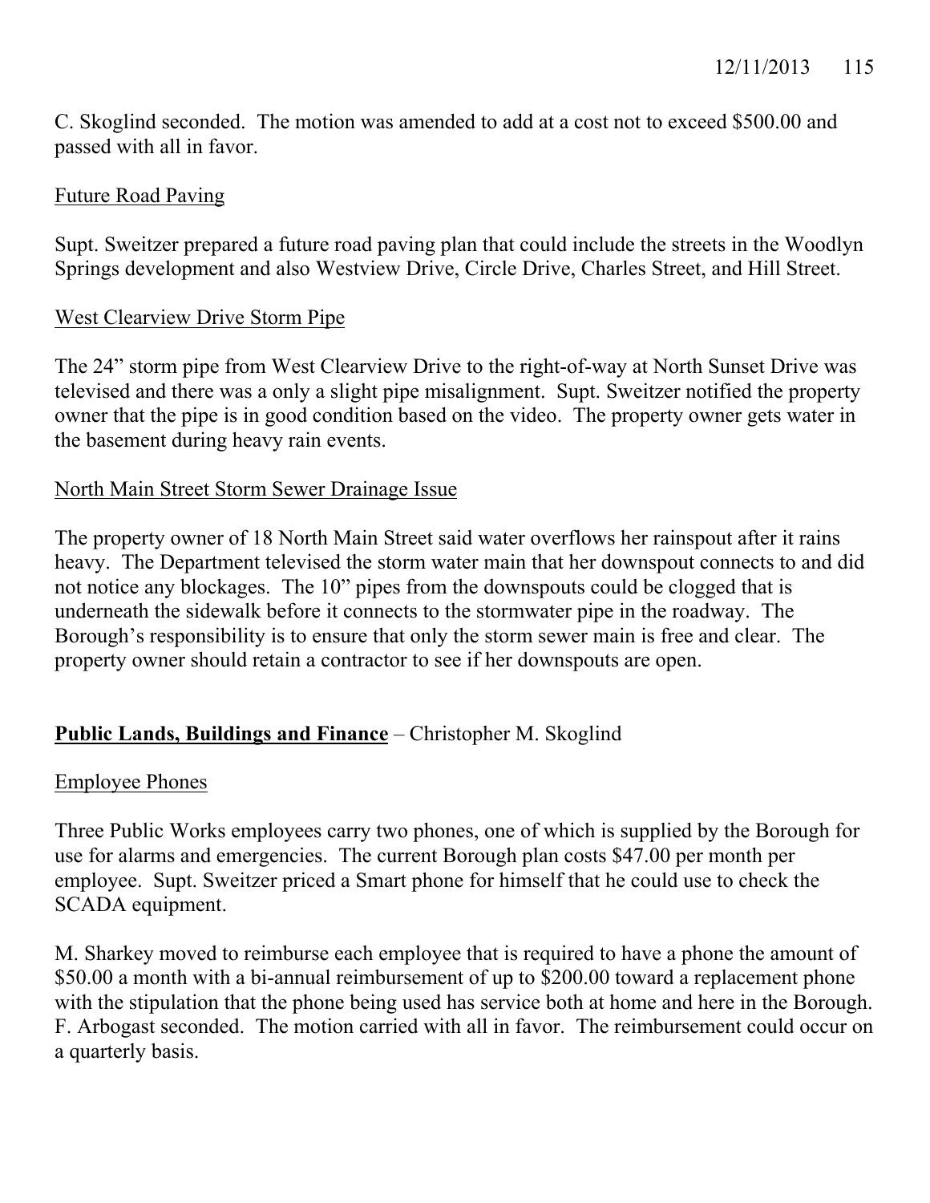C. Skoglind seconded. The motion was amended to add at a cost not to exceed $500.00 and passed with all in favor.

Future Road Paving

Supt. Sweitzer prepared a future road paving plan that could include the streets in the Woodlyn Springs development and also Westview Drive, Circle Drive, Charles Street, and Hill Street.

West Clearview Drive Storm Pipe

The 24" storm pipe from West Clearview Drive to the right-of-way at North Sunset Drive was televised and there was a only a slight pipe misalignment. Supt. Sweitzer notified the property owner that the pipe is in good condition based on the video. The property owner gets water in the basement during heavy rain events.

North Main Street Storm Sewer Drainage Issue

The property owner of 18 North Main Street said water overflows her rainspout after it rains heavy. The Department televised the storm water main that her downspout connects to and did not notice any blockages. The 10" pipes from the downspouts could be clogged that is underneath the sidewalk before it connects to the stormwater pipe in the roadway. The Borough's responsibility is to ensure that only the storm sewer main is free and clear. The property owner should retain a contractor to see if her downspouts are open.

**Public Lands, Buildings and Finance** – Christopher M. Skoglind

Employee Phones

Three Public Works employees carry two phones, one of which is supplied by the Borough for use for alarms and emergencies. The current Borough plan costs $47.00 per month per employee. Supt. Sweitzer priced a Smart phone for himself that he could use to check the SCADA equipment.

M. Sharkey moved to reimburse each employee that is required to have a phone the amount of $50.00 a month with a bi-annual reimbursement of up to $200.00 toward a replacement phone with the stipulation that the phone being used has service both at home and here in the Borough. F. Arbogast seconded. The motion carried with all in favor. The reimbursement could occur on a quarterly basis.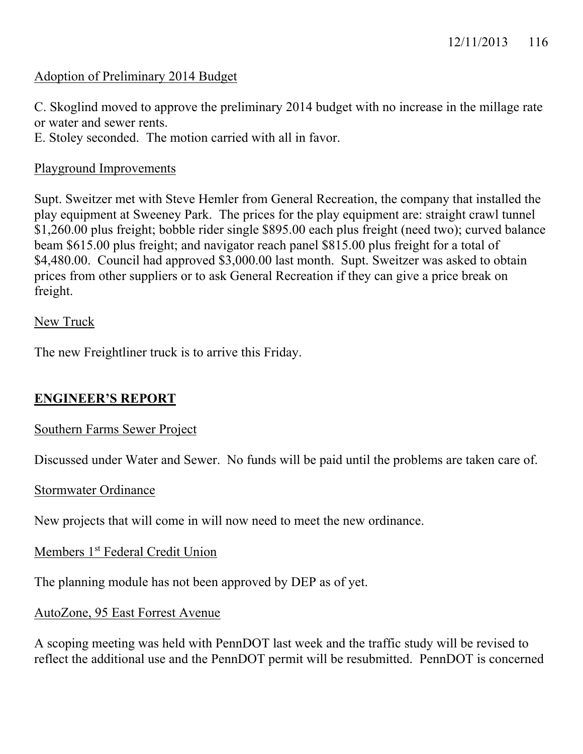Adoption of Preliminary 2014 Budget

C. Skoglind moved to approve the preliminary 2014 budget with no increase in the millage rate or water and sewer rents.
E. Stoley seconded. The motion carried with all in favor.

Playground Improvements

Supt. Sweitzer met with Steve Hemler from General Recreation, the company that installed the play equipment at Sweeney Park. The prices for the play equipment are: straight crawl tunnel $1,260.00 plus freight; bobble rider single $895.00 each plus freight (need two); curved balance beam $615.00 plus freight; and navigator reach panel $815.00 plus freight for a total of $4,480.00. Council had approved $3,000.00 last month. Supt. Sweitzer was asked to obtain prices from other suppliers or to ask General Recreation if they can give a price break on freight.

New Truck

The new Freightliner truck is to arrive this Friday.

## ENGINEER'S REPORT

Southern Farms Sewer Project

Discussed under Water and Sewer. No funds will be paid until the problems are taken care of.

Stormwater Ordinance

New projects that will come in will now need to meet the new ordinance.

Members 1st Federal Credit Union

The planning module has not been approved by DEP as of yet.

AutoZone, 95 East Forrest Avenue

A scoping meeting was held with PennDOT last week and the traffic study will be revised to reflect the additional use and the PennDOT permit will be resubmitted. PennDOT is concerned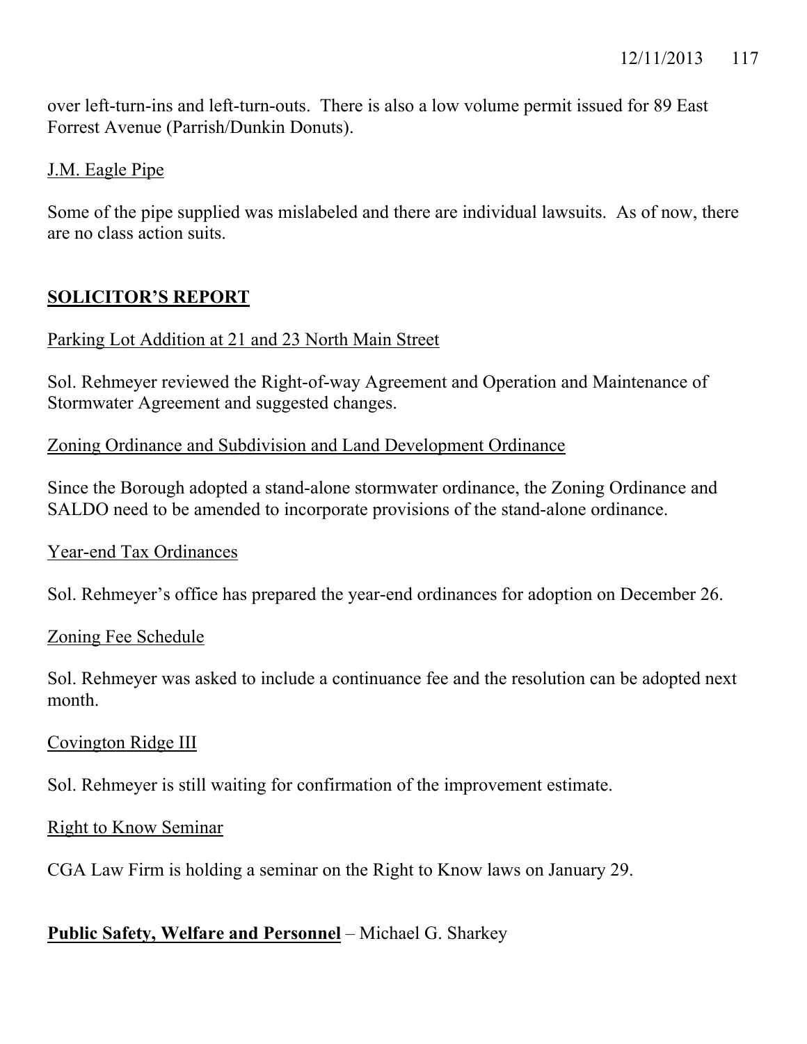over left-turn-ins and left-turn-outs. There is also a low volume permit issued for 89 East Forrest Avenue (Parrish/Dunkin Donuts).

<u>J.M. Eagle Pipe</u>

Some of the pipe supplied was mislabeled and there are individual lawsuits. As of now, there are no class action suits.

## SOLICITOR'S REPORT

<u>Parking Lot Addition at 21 and 23 North Main Street</u>

Sol. Rehmeyer reviewed the Right-of-way Agreement and Operation and Maintenance of Stormwater Agreement and suggested changes.

<u>Zoning Ordinance and Subdivision and Land Development Ordinance</u>

Since the Borough adopted a stand-alone stormwater ordinance, the Zoning Ordinance and SALDO need to be amended to incorporate provisions of the stand-alone ordinance.

<u>Year-end Tax Ordinances</u>

Sol. Rehmeyer's office has prepared the year-end ordinances for adoption on December 26.

<u>Zoning Fee Schedule</u>

Sol. Rehmeyer was asked to include a continuance fee and the resolution can be adopted next month.

<u>Covington Ridge III</u>

Sol. Rehmeyer is still waiting for confirmation of the improvement estimate.

<u>Right to Know Seminar</u>

CGA Law Firm is holding a seminar on the Right to Know laws on January 29.

**Public Safety, Welfare and Personnel** – Michael G. Sharkey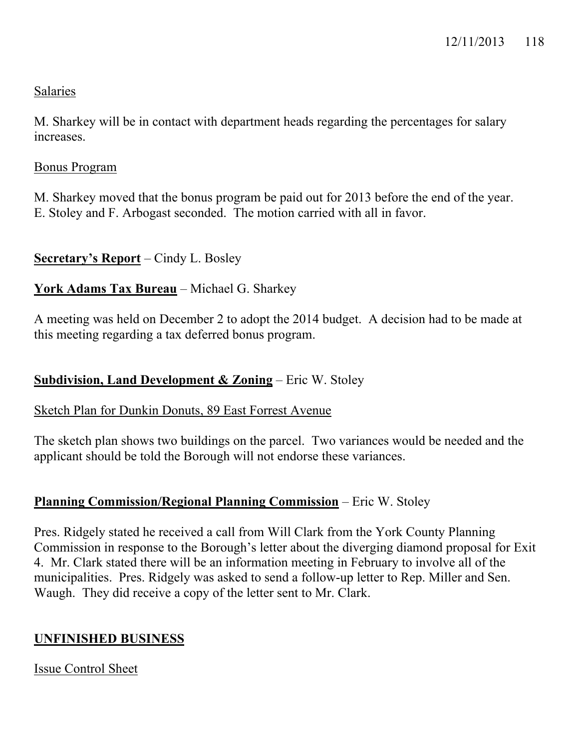Salaries

M. Sharkey will be in contact with department heads regarding the percentages for salary increases.

Bonus Program

M. Sharkey moved that the bonus program be paid out for 2013 before the end of the year. E. Stoley and F. Arbogast seconded. The motion carried with all in favor.

**Secretary's Report** – Cindy L. Bosley

**York Adams Tax Bureau** – Michael G. Sharkey

A meeting was held on December 2 to adopt the 2014 budget. A decision had to be made at this meeting regarding a tax deferred bonus program.

**Subdivision, Land Development & Zoning** – Eric W. Stoley

Sketch Plan for Dunkin Donuts, 89 East Forrest Avenue

The sketch plan shows two buildings on the parcel. Two variances would be needed and the applicant should be told the Borough will not endorse these variances.

**Planning Commission/Regional Planning Commission** – Eric W. Stoley

Pres. Ridgely stated he received a call from Will Clark from the York County Planning Commission in response to the Borough's letter about the diverging diamond proposal for Exit 4. Mr. Clark stated there will be an information meeting in February to involve all of the municipalities. Pres. Ridgely was asked to send a follow-up letter to Rep. Miller and Sen. Waugh. They did receive a copy of the letter sent to Mr. Clark.

## UNFINISHED BUSINESS

Issue Control Sheet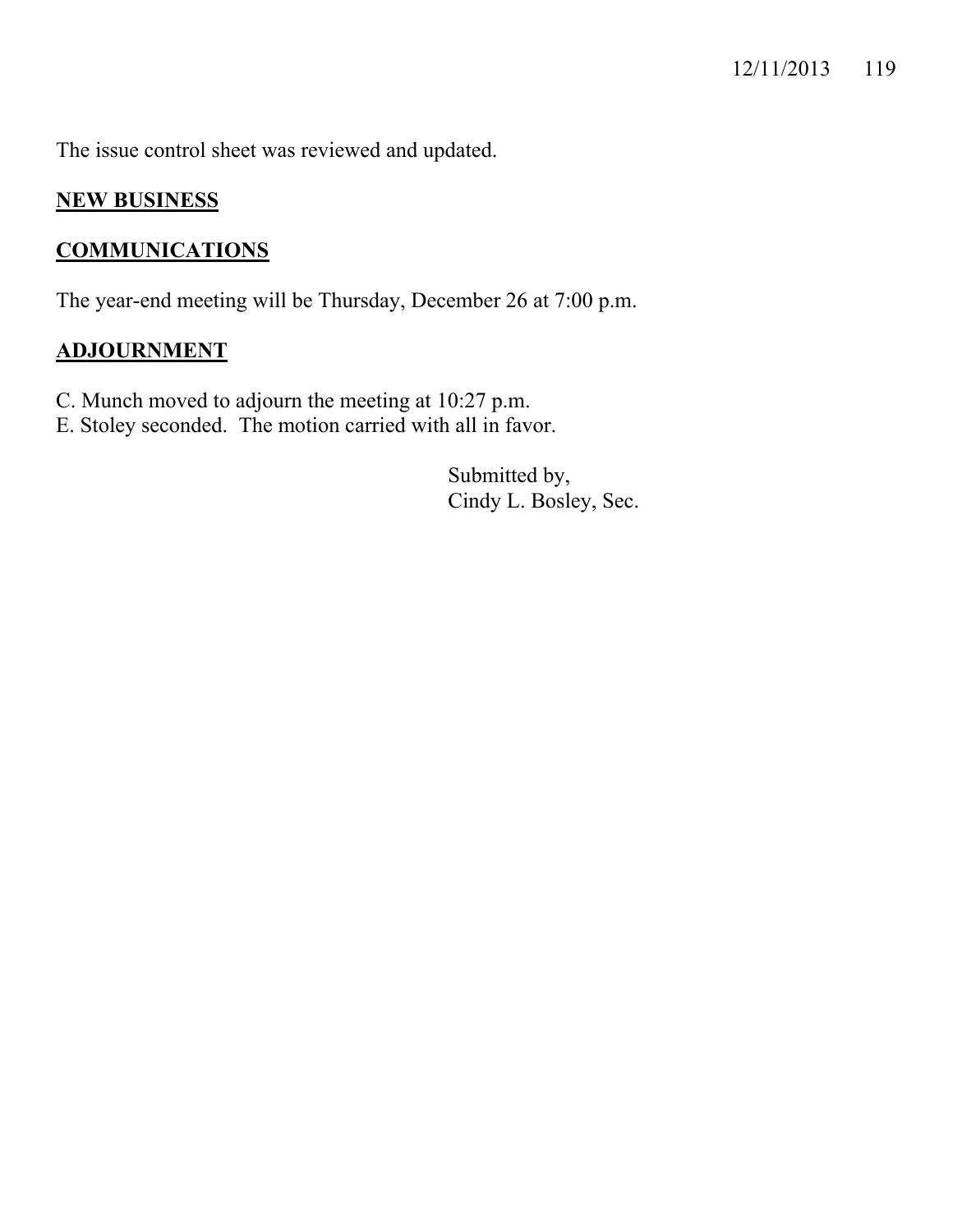The issue control sheet was reviewed and updated.

**NEW BUSINESS**

**COMMUNICATIONS**

The year-end meeting will be Thursday, December 26 at 7:00 p.m.

**ADJOURNMENT**

C. Munch moved to adjourn the meeting at 10:27 p.m.
E. Stoley seconded. The motion carried with all in favor.

Submitted by,
Cindy L. Bosley, Sec.